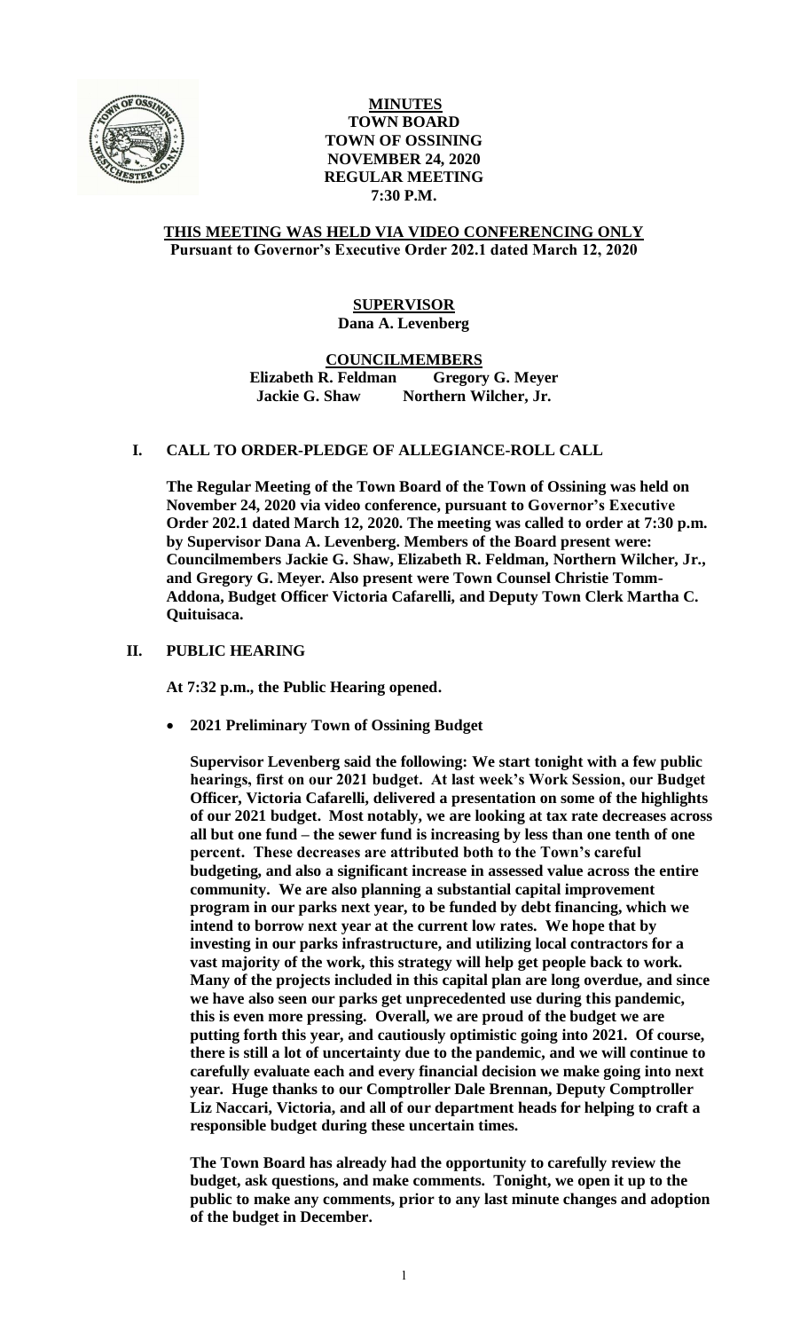# MINUTES
## TOWN BOARD
## TOWN OF OSSINING
## NOVEMBER 24, 2020
## REGULAR MEETING
## 7:30 P.M.

**THIS MEETING WAS HELD VIA VIDEO CONFERENCING ONLY**
**Pursuant to Governor's Executive Order 202.1 dated March 12, 2020**

**SUPERVISOR**
**Dana A. Levenberg**

**COUNCILMEMBERS**
**Elizabeth R. Feldman Gregory G. Meyer**
**Jackie G. Shaw Northern Wilcher, Jr.**

## I. CALL TO ORDER-PLEDGE OF ALLEGIANCE-ROLL CALL

**The Regular Meeting of the Town Board of the Town of Ossining was held on November 24, 2020 via video conference, pursuant to Governor's Executive Order 202.1 dated March 12, 2020. The meeting was called to order at 7:30 p.m. by Supervisor Dana A. Levenberg. Members of the Board present were: Councilmembers Jackie G. Shaw, Elizabeth R. Feldman, Northern Wilcher, Jr., and Gregory G. Meyer. Also present were Town Counsel Christie Tomm-Addona, Budget Officer Victoria Cafarelli, and Deputy Town Clerk Martha C. Quituisaca.**

## II. PUBLIC HEARING

**At 7:32 p.m., the Public Hearing opened.**

- **2021 Preliminary Town of Ossining Budget**

**Supervisor Levenberg said the following: We start tonight with a few public hearings, first on our 2021 budget. At last week's Work Session, our Budget Officer, Victoria Cafarelli, delivered a presentation on some of the highlights of our 2021 budget. Most notably, we are looking at tax rate decreases across all but one fund – the sewer fund is increasing by less than one tenth of one percent. These decreases are attributed both to the Town's careful budgeting, and also a significant increase in assessed value across the entire community. We are also planning a substantial capital improvement program in our parks next year, to be funded by debt financing, which we intend to borrow next year at the current low rates. We hope that by investing in our parks infrastructure, and utilizing local contractors for a vast majority of the work, this strategy will help get people back to work. Many of the projects included in this capital plan are long overdue, and since we have also seen our parks get unprecedented use during this pandemic, this is even more pressing. Overall, we are proud of the budget we are putting forth this year, and cautiously optimistic going into 2021. Of course, there is still a lot of uncertainty due to the pandemic, and we will continue to carefully evaluate each and every financial decision we make going into next year. Huge thanks to our Comptroller Dale Brennan, Deputy Comptroller Liz Naccari, Victoria, and all of our department heads for helping to craft a responsible budget during these uncertain times.**

**The Town Board has already had the opportunity to carefully review the budget, ask questions, and make comments. Tonight, we open it up to the public to make any comments, prior to any last minute changes and adoption of the budget in December.**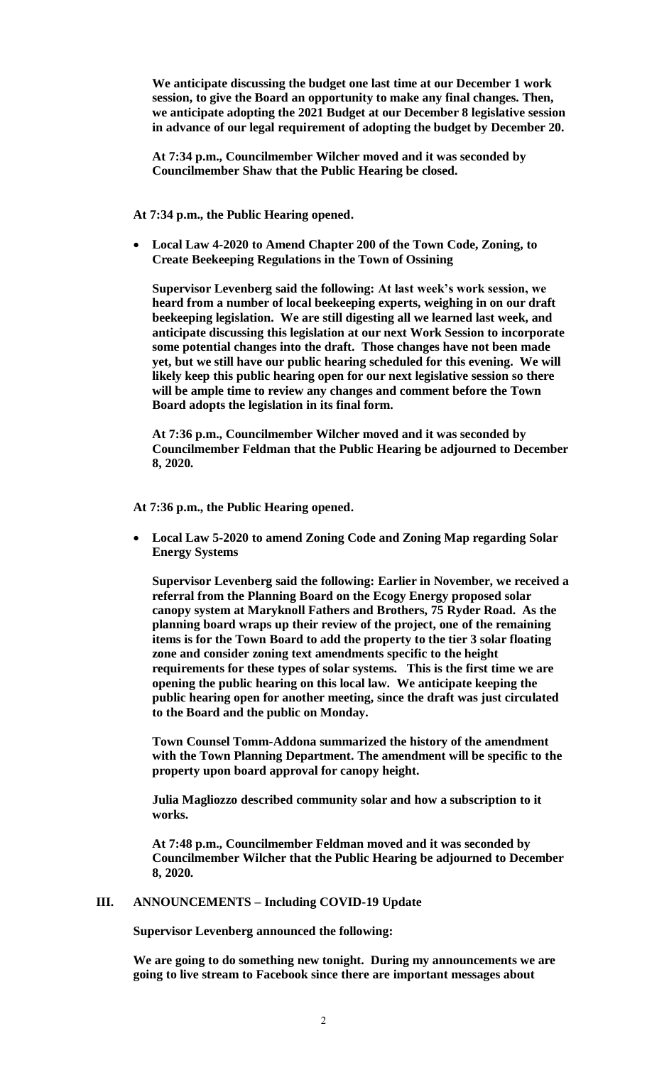**We anticipate discussing the budget one last time at our December 1 work session, to give the Board an opportunity to make any final changes. Then, we anticipate adopting the 2021 Budget at our December 8 legislative session in advance of our legal requirement of adopting the budget by December 20.**

**At 7:34 p.m., Councilmember Wilcher moved and it was seconded by Councilmember Shaw that the Public Hearing be closed.**

**At 7:34 p.m., the Public Hearing opened.**

- **Local Law 4-2020 to Amend Chapter 200 of the Town Code, Zoning, to Create Beekeeping Regulations in the Town of Ossining**

**Supervisor Levenberg said the following: At last week's work session, we heard from a number of local beekeeping experts, weighing in on our draft beekeeping legislation. We are still digesting all we learned last week, and anticipate discussing this legislation at our next Work Session to incorporate some potential changes into the draft. Those changes have not been made yet, but we still have our public hearing scheduled for this evening. We will likely keep this public hearing open for our next legislative session so there will be ample time to review any changes and comment before the Town Board adopts the legislation in its final form.**

**At 7:36 p.m., Councilmember Wilcher moved and it was seconded by Councilmember Feldman that the Public Hearing be adjourned to December 8, 2020.**

**At 7:36 p.m., the Public Hearing opened.**

- **Local Law 5-2020 to amend Zoning Code and Zoning Map regarding Solar Energy Systems**

**Supervisor Levenberg said the following: Earlier in November, we received a referral from the Planning Board on the Ecogy Energy proposed solar canopy system at Maryknoll Fathers and Brothers, 75 Ryder Road. As the planning board wraps up their review of the project, one of the remaining items is for the Town Board to add the property to the tier 3 solar floating zone and consider zoning text amendments specific to the height requirements for these types of solar systems. This is the first time we are opening the public hearing on this local law. We anticipate keeping the public hearing open for another meeting, since the draft was just circulated to the Board and the public on Monday.**

**Town Counsel Tomm-Addona summarized the history of the amendment with the Town Planning Department. The amendment will be specific to the property upon board approval for canopy height.**

**Julia Magliozzo described community solar and how a subscription to it works.**

**At 7:48 p.m., Councilmember Feldman moved and it was seconded by Councilmember Wilcher that the Public Hearing be adjourned to December 8, 2020.**

## III. ANNOUNCEMENTS – Including COVID-19 Update

**Supervisor Levenberg announced the following:**

**We are going to do something new tonight. During my announcements we are going to live stream to Facebook since there are important messages about**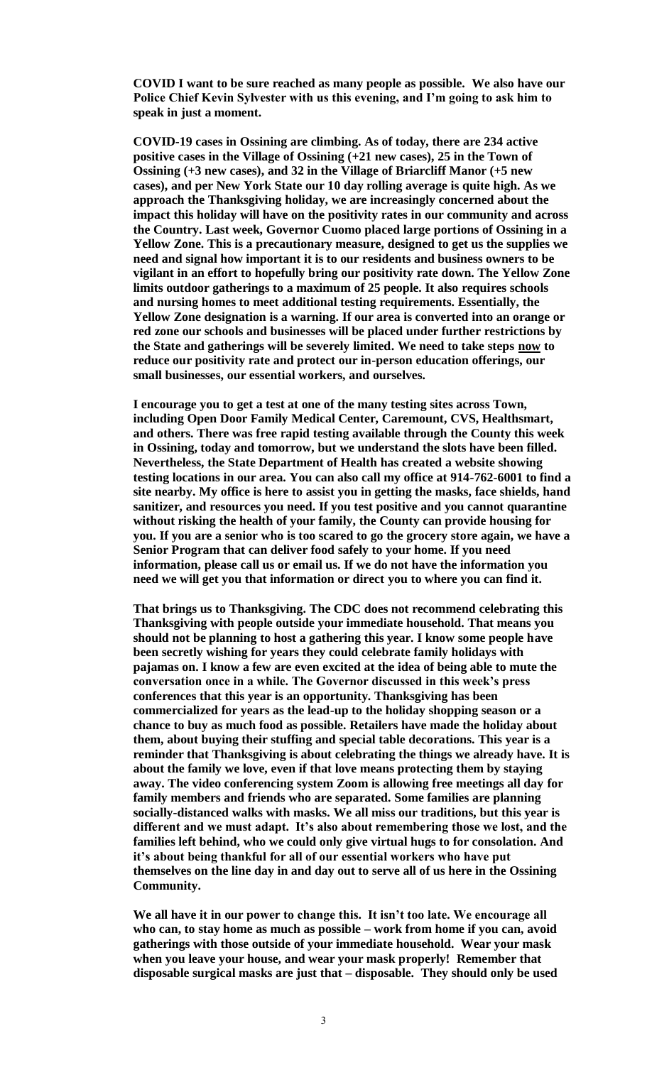**COVID I want to be sure reached as many people as possible. We also have our Police Chief Kevin Sylvester with us this evening, and I'm going to ask him to speak in just a moment.**

**COVID-19 cases in Ossining are climbing. As of today, there are 234 active positive cases in the Village of Ossining (+21 new cases), 25 in the Town of Ossining (+3 new cases), and 32 in the Village of Briarcliff Manor (+5 new cases), and per New York State our 10 day rolling average is quite high. As we approach the Thanksgiving holiday, we are increasingly concerned about the impact this holiday will have on the positivity rates in our community and across the Country. Last week, Governor Cuomo placed large portions of Ossining in a Yellow Zone. This is a precautionary measure, designed to get us the supplies we need and signal how important it is to our residents and business owners to be vigilant in an effort to hopefully bring our positivity rate down. The Yellow Zone limits outdoor gatherings to a maximum of 25 people. It also requires schools and nursing homes to meet additional testing requirements. Essentially, the Yellow Zone designation is a warning. If our area is converted into an orange or red zone our schools and businesses will be placed under further restrictions by the State and gatherings will be severely limited. We need to take steps <u>now</u> to reduce our positivity rate and protect our in-person education offerings, our small businesses, our essential workers, and ourselves.**

**I encourage you to get a test at one of the many testing sites across Town, including Open Door Family Medical Center, Caremount, CVS, Healthsmart, and others. There was free rapid testing available through the County this week in Ossining, today and tomorrow, but we understand the slots have been filled. Nevertheless, the State Department of Health has created a website showing testing locations in our area. You can also call my office at 914-762-6001 to find a site nearby. My office is here to assist you in getting the masks, face shields, hand sanitizer, and resources you need. If you test positive and you cannot quarantine without risking the health of your family, the County can provide housing for you. If you are a senior who is too scared to go the grocery store again, we have a Senior Program that can deliver food safely to your home. If you need information, please call us or email us. If we do not have the information you need we will get you that information or direct you to where you can find it.**

**That brings us to Thanksgiving. The CDC does not recommend celebrating this Thanksgiving with people outside your immediate household. That means you should not be planning to host a gathering this year. I know some people have been secretly wishing for years they could celebrate family holidays with pajamas on. I know a few are even excited at the idea of being able to mute the conversation once in a while. The Governor discussed in this week's press conferences that this year is an opportunity. Thanksgiving has been commercialized for years as the lead-up to the holiday shopping season or a chance to buy as much food as possible. Retailers have made the holiday about them, about buying their stuffing and special table decorations. This year is a reminder that Thanksgiving is about celebrating the things we already have. It is about the family we love, even if that love means protecting them by staying away. The video conferencing system Zoom is allowing free meetings all day for family members and friends who are separated. Some families are planning socially-distanced walks with masks. We all miss our traditions, but this year is different and we must adapt. It's also about remembering those we lost, and the families left behind, who we could only give virtual hugs to for consolation. And it's about being thankful for all of our essential workers who have put themselves on the line day in and day out to serve all of us here in the Ossining Community.**

**We all have it in our power to change this. It isn't too late. We encourage all who can, to stay home as much as possible – work from home if you can, avoid gatherings with those outside of your immediate household. Wear your mask when you leave your house, and wear your mask properly! Remember that disposable surgical masks are just that – disposable. They should only be used**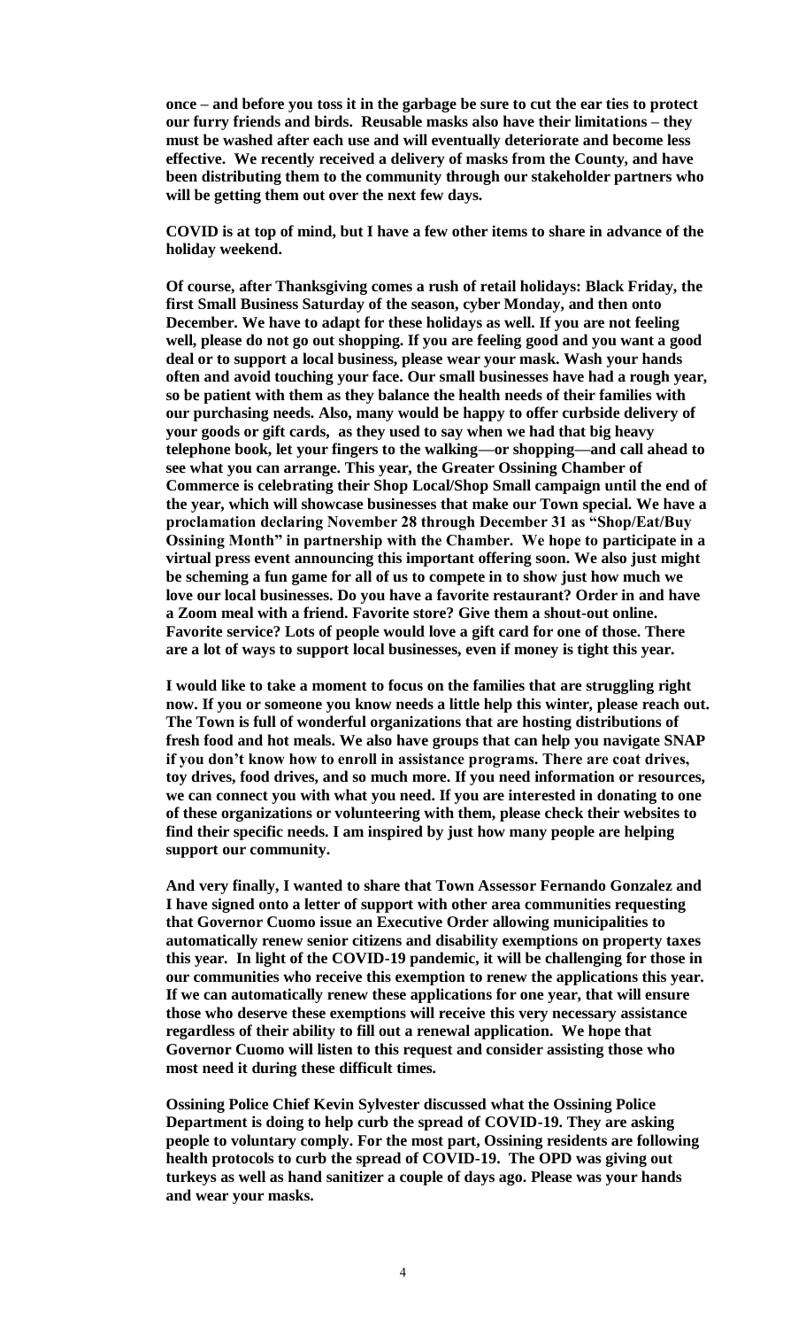**once – and before you toss it in the garbage be sure to cut the ear ties to protect our furry friends and birds. Reusable masks also have their limitations – they must be washed after each use and will eventually deteriorate and become less effective. We recently received a delivery of masks from the County, and have been distributing them to the community through our stakeholder partners who will be getting them out over the next few days.**

**COVID is at top of mind, but I have a few other items to share in advance of the holiday weekend.**

**Of course, after Thanksgiving comes a rush of retail holidays: Black Friday, the first Small Business Saturday of the season, cyber Monday, and then onto December. We have to adapt for these holidays as well. If you are not feeling well, please do not go out shopping. If you are feeling good and you want a good deal or to support a local business, please wear your mask. Wash your hands often and avoid touching your face. Our small businesses have had a rough year, so be patient with them as they balance the health needs of their families with our purchasing needs. Also, many would be happy to offer curbside delivery of your goods or gift cards, as they used to say when we had that big heavy telephone book, let your fingers to the walking—or shopping—and call ahead to see what you can arrange. This year, the Greater Ossining Chamber of Commerce is celebrating their Shop Local/Shop Small campaign until the end of the year, which will showcase businesses that make our Town special. We have a proclamation declaring November 28 through December 31 as "Shop/Eat/Buy Ossining Month" in partnership with the Chamber. We hope to participate in a virtual press event announcing this important offering soon. We also just might be scheming a fun game for all of us to compete in to show just how much we love our local businesses. Do you have a favorite restaurant? Order in and have a Zoom meal with a friend. Favorite store? Give them a shout-out online. Favorite service? Lots of people would love a gift card for one of those. There are a lot of ways to support local businesses, even if money is tight this year.**

**I would like to take a moment to focus on the families that are struggling right now. If you or someone you know needs a little help this winter, please reach out. The Town is full of wonderful organizations that are hosting distributions of fresh food and hot meals. We also have groups that can help you navigate SNAP if you don't know how to enroll in assistance programs. There are coat drives, toy drives, food drives, and so much more. If you need information or resources, we can connect you with what you need. If you are interested in donating to one of these organizations or volunteering with them, please check their websites to find their specific needs. I am inspired by just how many people are helping support our community.**

**And very finally, I wanted to share that Town Assessor Fernando Gonzalez and I have signed onto a letter of support with other area communities requesting that Governor Cuomo issue an Executive Order allowing municipalities to automatically renew senior citizens and disability exemptions on property taxes this year. In light of the COVID-19 pandemic, it will be challenging for those in our communities who receive this exemption to renew the applications this year. If we can automatically renew these applications for one year, that will ensure those who deserve these exemptions will receive this very necessary assistance regardless of their ability to fill out a renewal application. We hope that Governor Cuomo will listen to this request and consider assisting those who most need it during these difficult times.**

**Ossining Police Chief Kevin Sylvester discussed what the Ossining Police Department is doing to help curb the spread of COVID-19. They are asking people to voluntary comply. For the most part, Ossining residents are following health protocols to curb the spread of COVID-19. The OPD was giving out turkeys as well as hand sanitizer a couple of days ago. Please was your hands and wear your masks.**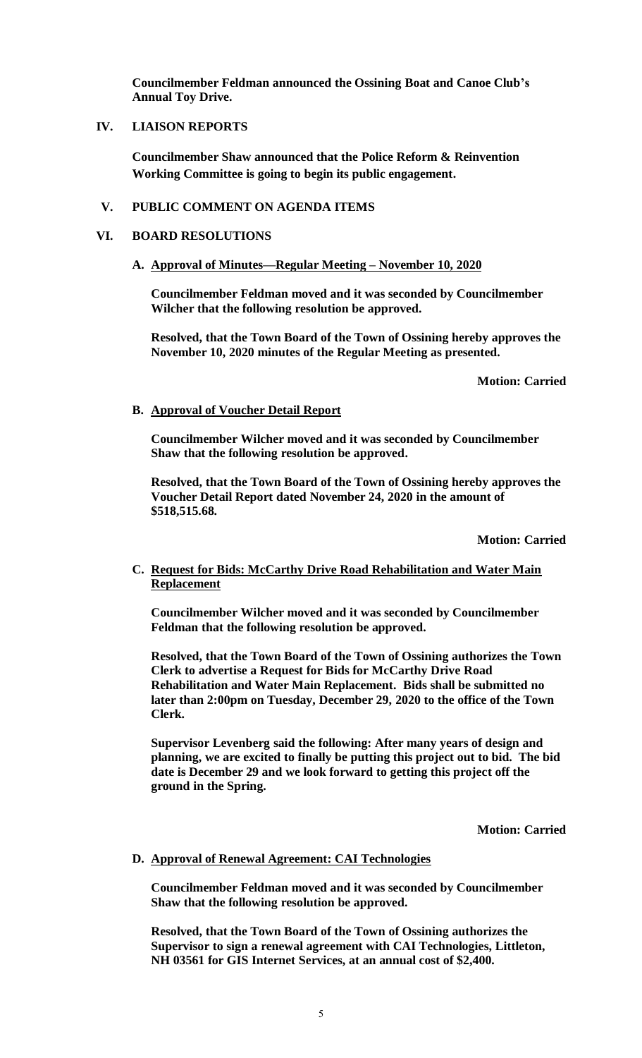**Councilmember Feldman announced the Ossining Boat and Canoe Club's Annual Toy Drive.**

## IV. LIAISON REPORTS

**Councilmember Shaw announced that the Police Reform & Reinvention Working Committee is going to begin its public engagement.**

## V. PUBLIC COMMENT ON AGENDA ITEMS

## VI. BOARD RESOLUTIONS

### A. Approval of Minutes—Regular Meeting – November 10, 2020

**Councilmember Feldman moved and it was seconded by Councilmember Wilcher that the following resolution be approved.**

**Resolved, that the Town Board of the Town of Ossining hereby approves the November 10, 2020 minutes of the Regular Meeting as presented.**

**Motion: Carried**

### B. Approval of Voucher Detail Report

**Councilmember Wilcher moved and it was seconded by Councilmember Shaw that the following resolution be approved.**

**Resolved, that the Town Board of the Town of Ossining hereby approves the Voucher Detail Report dated November 24, 2020 in the amount of $518,515.68.**

**Motion: Carried**

### C. Request for Bids: McCarthy Drive Road Rehabilitation and Water Main Replacement

**Councilmember Wilcher moved and it was seconded by Councilmember Feldman that the following resolution be approved.**

**Resolved, that the Town Board of the Town of Ossining authorizes the Town Clerk to advertise a Request for Bids for McCarthy Drive Road Rehabilitation and Water Main Replacement. Bids shall be submitted no later than 2:00pm on Tuesday, December 29, 2020 to the office of the Town Clerk.**

**Supervisor Levenberg said the following: After many years of design and planning, we are excited to finally be putting this project out to bid. The bid date is December 29 and we look forward to getting this project off the ground in the Spring.**

**Motion: Carried**

### D. Approval of Renewal Agreement: CAI Technologies

**Councilmember Feldman moved and it was seconded by Councilmember Shaw that the following resolution be approved.**

**Resolved, that the Town Board of the Town of Ossining authorizes the Supervisor to sign a renewal agreement with CAI Technologies, Littleton, NH 03561 for GIS Internet Services, at an annual cost of $2,400.**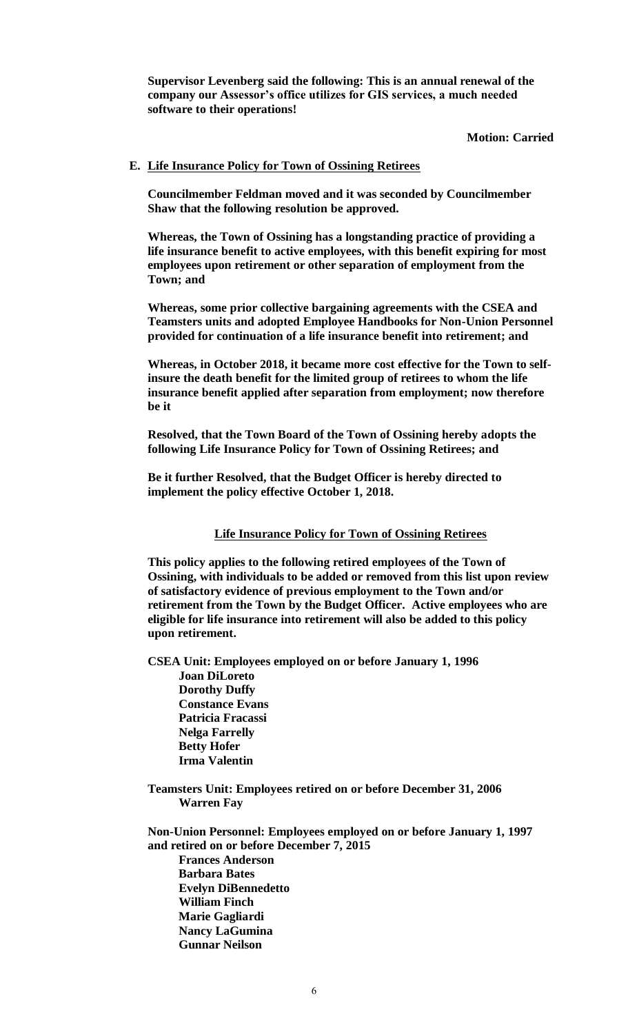**Supervisor Levenberg said the following: This is an annual renewal of the company our Assessor's office utilizes for GIS services, a much needed software to their operations!**

**Motion: Carried**

**E. Life Insurance Policy for Town of Ossining Retirees**

**Councilmember Feldman moved and it was seconded by Councilmember Shaw that the following resolution be approved.**

**Whereas, the Town of Ossining has a longstanding practice of providing a life insurance benefit to active employees, with this benefit expiring for most employees upon retirement or other separation of employment from the Town; and**

**Whereas, some prior collective bargaining agreements with the CSEA and Teamsters units and adopted Employee Handbooks for Non-Union Personnel provided for continuation of a life insurance benefit into retirement; and**

**Whereas, in October 2018, it became more cost effective for the Town to self-insure the death benefit for the limited group of retirees to whom the life insurance benefit applied after separation from employment; now therefore be it**

**Resolved, that the Town Board of the Town of Ossining hereby adopts the following Life Insurance Policy for Town of Ossining Retirees; and**

**Be it further Resolved, that the Budget Officer is hereby directed to implement the policy effective October 1, 2018.**

**Life Insurance Policy for Town of Ossining Retirees**

**This policy applies to the following retired employees of the Town of Ossining, with individuals to be added or removed from this list upon review of satisfactory evidence of previous employment to the Town and/or retirement from the Town by the Budget Officer. Active employees who are eligible for life insurance into retirement will also be added to this policy upon retirement.**

**CSEA Unit: Employees employed on or before January 1, 1996**

- **Joan DiLoreto**
- **Dorothy Duffy**
- **Constance Evans**
- **Patricia Fracassi**
- **Nelga Farrelly**
- **Betty Hofer**
- **Irma Valentin**

**Teamsters Unit: Employees retired on or before December 31, 2006**

- **Warren Fay**

**Non-Union Personnel: Employees employed on or before January 1, 1997 and retired on or before December 7, 2015**

- **Frances Anderson**
- **Barbara Bates**
- **Evelyn DiBennedetto**
- **William Finch**
- **Marie Gagliardi**
- **Nancy LaGumina**
- **Gunnar Neilson**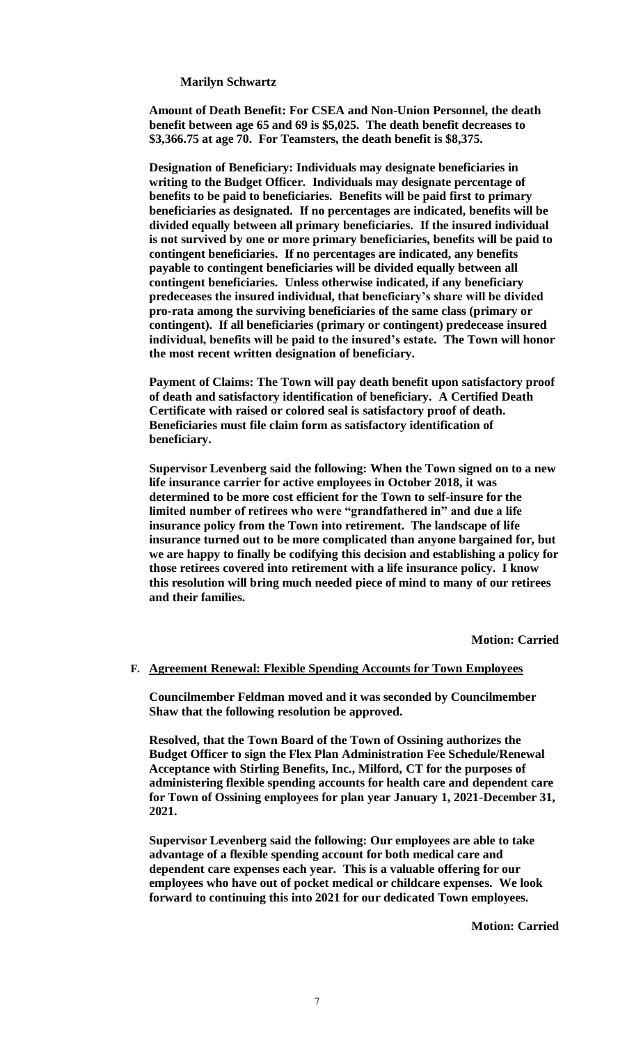**Marilyn Schwartz**

**Amount of Death Benefit: For CSEA and Non-Union Personnel, the death benefit between age 65 and 69 is $5,025. The death benefit decreases to $3,366.75 at age 70. For Teamsters, the death benefit is $8,375.**

**Designation of Beneficiary: Individuals may designate beneficiaries in writing to the Budget Officer. Individuals may designate percentage of benefits to be paid to beneficiaries. Benefits will be paid first to primary beneficiaries as designated. If no percentages are indicated, benefits will be divided equally between all primary beneficiaries. If the insured individual is not survived by one or more primary beneficiaries, benefits will be paid to contingent beneficiaries. If no percentages are indicated, any benefits payable to contingent beneficiaries will be divided equally between all contingent beneficiaries. Unless otherwise indicated, if any beneficiary predeceases the insured individual, that beneficiary's share will be divided pro-rata among the surviving beneficiaries of the same class (primary or contingent). If all beneficiaries (primary or contingent) predecease insured individual, benefits will be paid to the insured's estate. The Town will honor the most recent written designation of beneficiary.**

**Payment of Claims: The Town will pay death benefit upon satisfactory proof of death and satisfactory identification of beneficiary. A Certified Death Certificate with raised or colored seal is satisfactory proof of death. Beneficiaries must file claim form as satisfactory identification of beneficiary.**

**Supervisor Levenberg said the following: When the Town signed on to a new life insurance carrier for active employees in October 2018, it was determined to be more cost efficient for the Town to self-insure for the limited number of retirees who were "grandfathered in" and due a life insurance policy from the Town into retirement. The landscape of life insurance turned out to be more complicated than anyone bargained for, but we are happy to finally be codifying this decision and establishing a policy for those retirees covered into retirement with a life insurance policy. I know this resolution will bring much needed piece of mind to many of our retirees and their families.**

**Motion: Carried**

**F. Agreement Renewal: Flexible Spending Accounts for Town Employees**

**Councilmember Feldman moved and it was seconded by Councilmember Shaw that the following resolution be approved.**

**Resolved, that the Town Board of the Town of Ossining authorizes the Budget Officer to sign the Flex Plan Administration Fee Schedule/Renewal Acceptance with Stirling Benefits, Inc., Milford, CT for the purposes of administering flexible spending accounts for health care and dependent care for Town of Ossining employees for plan year January 1, 2021-December 31, 2021.**

**Supervisor Levenberg said the following: Our employees are able to take advantage of a flexible spending account for both medical care and dependent care expenses each year. This is a valuable offering for our employees who have out of pocket medical or childcare expenses. We look forward to continuing this into 2021 for our dedicated Town employees.**

**Motion: Carried**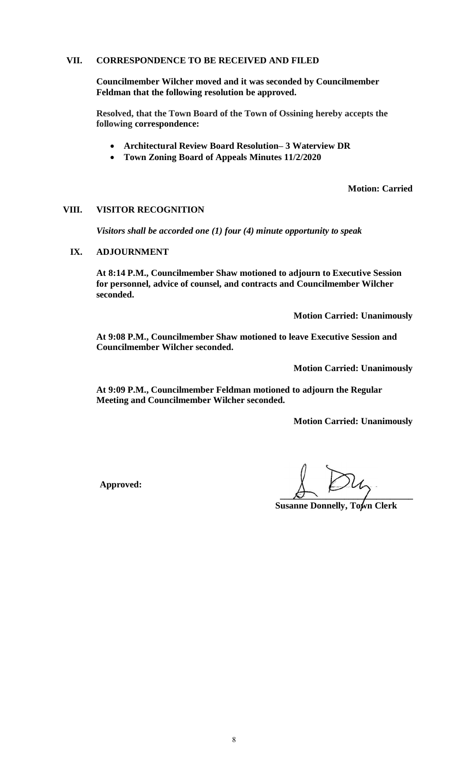## VII. CORRESPONDENCE TO BE RECEIVED AND FILED

**Councilmember Wilcher moved and it was seconded by Councilmember Feldman that the following resolution be approved.**

**Resolved, that the Town Board of the Town of Ossining hereby accepts the following correspondence:**

- **Architectural Review Board Resolution– 3 Waterview DR**
- **Town Zoning Board of Appeals Minutes 11/2/2020**

**Motion: Carried**

## VIII. VISITOR RECOGNITION

***Visitors shall be accorded one (1) four (4) minute opportunity to speak***

## IX. ADJOURNMENT

**At 8:14 P.M., Councilmember Shaw motioned to adjourn to Executive Session for personnel, advice of counsel, and contracts and Councilmember Wilcher seconded.**

**Motion Carried: Unanimously**

**At 9:08 P.M., Councilmember Shaw motioned to leave Executive Session and Councilmember Wilcher seconded.**

**Motion Carried: Unanimously**

**At 9:09 P.M., Councilmember Feldman motioned to adjourn the Regular Meeting and Councilmember Wilcher seconded.**

**Motion Carried: Unanimously**

**Approved:**

**Susanne Donnelly, Town Clerk**